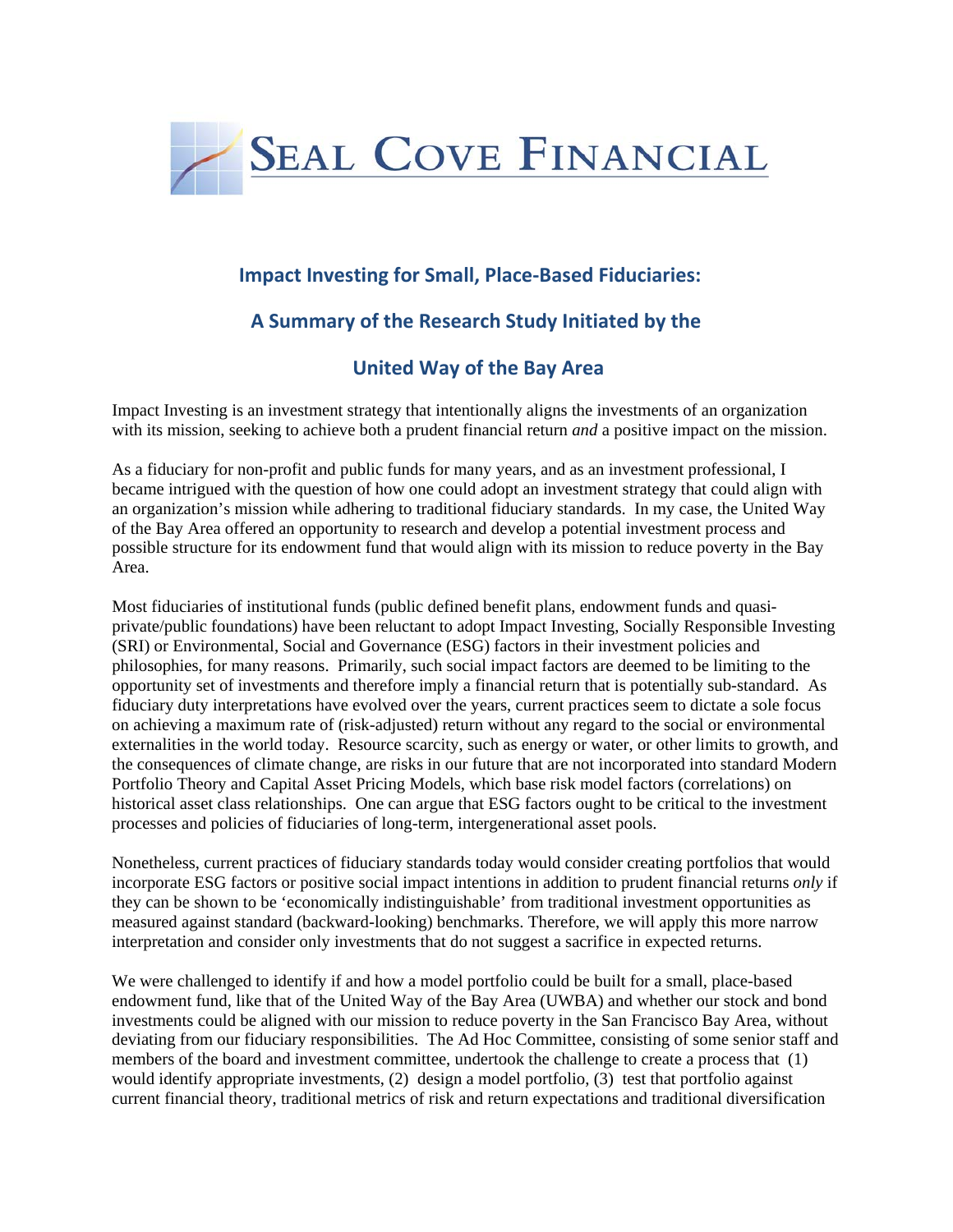# Seal Cove Financial

## Impact Investing for Small, Place-Based Fiduciaries:

## A Summary of the Research Study Initiated by the

## United Way of the Bay Area

Impact Investing is an investment strategy that intentionally aligns the investments of an organization with its mission, seeking to achieve both a prudent financial return *and* a positive impact on the mission.

As a fiduciary for non-profit and public funds for many years, and as an investment professional, I became intrigued with the question of how one could adopt an investment strategy that could align with an organization's mission while adhering to traditional fiduciary standards. In my case, the United Way of the Bay Area offered an opportunity to research and develop a potential investment process and possible structure for its endowment fund that would align with its mission to reduce poverty in the Bay Area.

Most fiduciaries of institutional funds (public defined benefit plans, endowment funds and quasi-private/public foundations) have been reluctant to adopt Impact Investing, Socially Responsible Investing (SRI) or Environmental, Social and Governance (ESG) factors in their investment policies and philosophies, for many reasons. Primarily, such social impact factors are deemed to be limiting to the opportunity set of investments and therefore imply a financial return that is potentially sub-standard. As fiduciary duty interpretations have evolved over the years, current practices seem to dictate a sole focus on achieving a maximum rate of (risk-adjusted) return without any regard to the social or environmental externalities in the world today. Resource scarcity, such as energy or water, or other limits to growth, and the consequences of climate change, are risks in our future that are not incorporated into standard Modern Portfolio Theory and Capital Asset Pricing Models, which base risk model factors (correlations) on historical asset class relationships. One can argue that ESG factors ought to be critical to the investment processes and policies of fiduciaries of long-term, intergenerational asset pools.

Nonetheless, current practices of fiduciary standards today would consider creating portfolios that would incorporate ESG factors or positive social impact intentions in addition to prudent financial returns *only* if they can be shown to be 'economically indistinguishable' from traditional investment opportunities as measured against standard (backward-looking) benchmarks. Therefore, we will apply this more narrow interpretation and consider only investments that do not suggest a sacrifice in expected returns.

We were challenged to identify if and how a model portfolio could be built for a small, place-based endowment fund, like that of the United Way of the Bay Area (UWBA) and whether our stock and bond investments could be aligned with our mission to reduce poverty in the San Francisco Bay Area, without deviating from our fiduciary responsibilities. The Ad Hoc Committee, consisting of some senior staff and members of the board and investment committee, undertook the challenge to create a process that (1) would identify appropriate investments, (2) design a model portfolio, (3) test that portfolio against current financial theory, traditional metrics of risk and return expectations and traditional diversification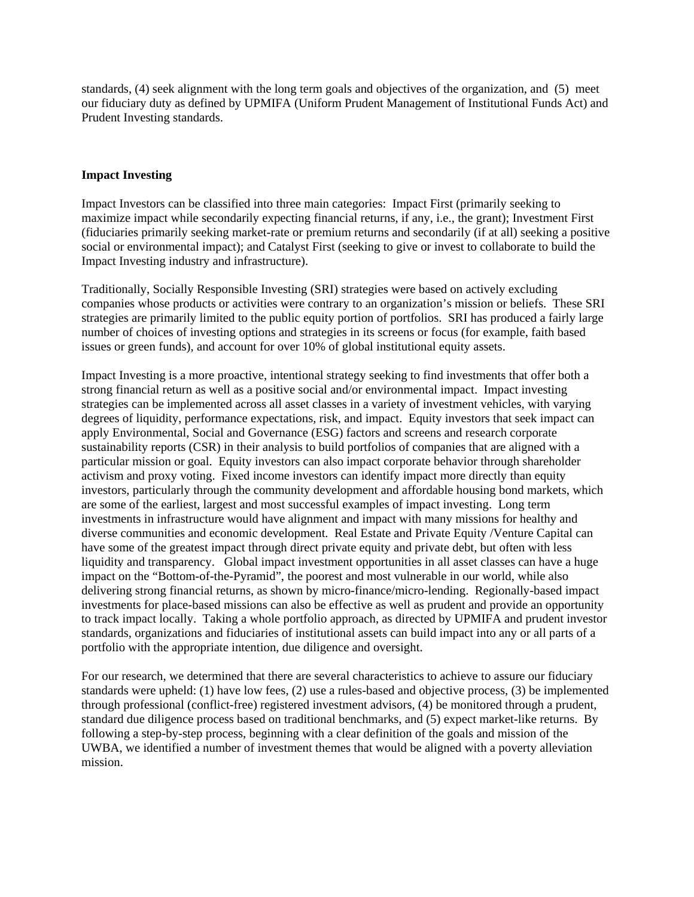standards, (4) seek alignment with the long term goals and objectives of the organization, and (5) meet our fiduciary duty as defined by UPMIFA (Uniform Prudent Management of Institutional Funds Act) and Prudent Investing standards.

**Impact Investing**

Impact Investors can be classified into three main categories: Impact First (primarily seeking to maximize impact while secondarily expecting financial returns, if any, i.e., the grant); Investment First (fiduciaries primarily seeking market-rate or premium returns and secondarily (if at all) seeking a positive social or environmental impact); and Catalyst First (seeking to give or invest to collaborate to build the Impact Investing industry and infrastructure).

Traditionally, Socially Responsible Investing (SRI) strategies were based on actively excluding companies whose products or activities were contrary to an organization's mission or beliefs. These SRI strategies are primarily limited to the public equity portion of portfolios. SRI has produced a fairly large number of choices of investing options and strategies in its screens or focus (for example, faith based issues or green funds), and account for over 10% of global institutional equity assets.

Impact Investing is a more proactive, intentional strategy seeking to find investments that offer both a strong financial return as well as a positive social and/or environmental impact. Impact investing strategies can be implemented across all asset classes in a variety of investment vehicles, with varying degrees of liquidity, performance expectations, risk, and impact. Equity investors that seek impact can apply Environmental, Social and Governance (ESG) factors and screens and research corporate sustainability reports (CSR) in their analysis to build portfolios of companies that are aligned with a particular mission or goal. Equity investors can also impact corporate behavior through shareholder activism and proxy voting. Fixed income investors can identify impact more directly than equity investors, particularly through the community development and affordable housing bond markets, which are some of the earliest, largest and most successful examples of impact investing. Long term investments in infrastructure would have alignment and impact with many missions for healthy and diverse communities and economic development. Real Estate and Private Equity /Venture Capital can have some of the greatest impact through direct private equity and private debt, but often with less liquidity and transparency. Global impact investment opportunities in all asset classes can have a huge impact on the "Bottom-of-the-Pyramid", the poorest and most vulnerable in our world, while also delivering strong financial returns, as shown by micro-finance/micro-lending. Regionally-based impact investments for place-based missions can also be effective as well as prudent and provide an opportunity to track impact locally. Taking a whole portfolio approach, as directed by UPMIFA and prudent investor standards, organizations and fiduciaries of institutional assets can build impact into any or all parts of a portfolio with the appropriate intention, due diligence and oversight.

For our research, we determined that there are several characteristics to achieve to assure our fiduciary standards were upheld: (1) have low fees, (2) use a rules-based and objective process, (3) be implemented through professional (conflict-free) registered investment advisors, (4) be monitored through a prudent, standard due diligence process based on traditional benchmarks, and (5) expect market-like returns. By following a step-by-step process, beginning with a clear definition of the goals and mission of the UWBA, we identified a number of investment themes that would be aligned with a poverty alleviation mission.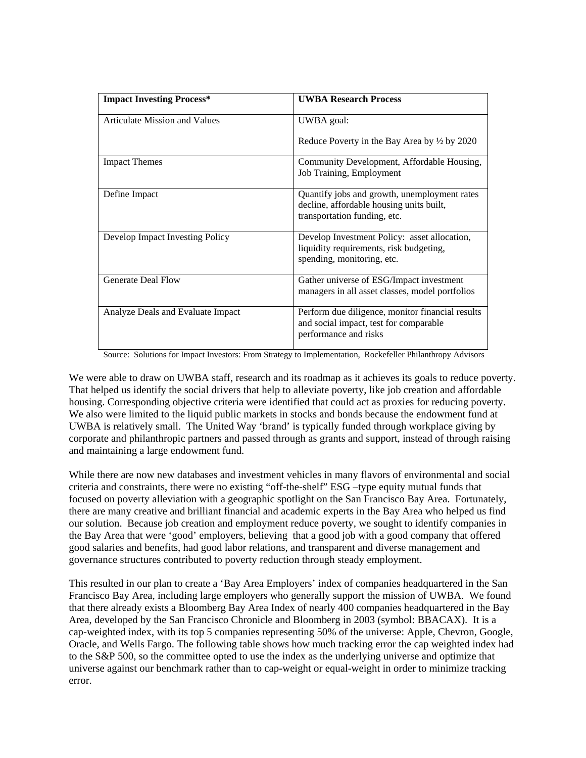| **Impact Investing Process*** | **UWBA Research Process** |
| --- | --- |
| Articulate Mission and Values | UWBA goal:<br><br>Reduce Poverty in the Bay Area by ½ by 2020 |
| Impact Themes | Community Development, Affordable Housing, Job Training, Employment |
| Define Impact | Quantify jobs and growth, unemployment rates decline, affordable housing units built, transportation funding, etc. |
| Develop Impact Investing Policy | Develop Investment Policy: asset allocation, liquidity requirements, risk budgeting, spending, monitoring, etc. |
| Generate Deal Flow | Gather universe of ESG/Impact investment managers in all asset classes, model portfolios |
| Analyze Deals and Evaluate Impact | Perform due diligence, monitor financial results and social impact, test for comparable performance and risks |

Source: Solutions for Impact Investors: From Strategy to Implementation, Rockefeller Philanthropy Advisors

We were able to draw on UWBA staff, research and its roadmap as it achieves its goals to reduce poverty. That helped us identify the social drivers that help to alleviate poverty, like job creation and affordable housing. Corresponding objective criteria were identified that could act as proxies for reducing poverty. We also were limited to the liquid public markets in stocks and bonds because the endowment fund at UWBA is relatively small. The United Way 'brand' is typically funded through workplace giving by corporate and philanthropic partners and passed through as grants and support, instead of through raising and maintaining a large endowment fund.

While there are now new databases and investment vehicles in many flavors of environmental and social criteria and constraints, there were no existing "off-the-shelf" ESG –type equity mutual funds that focused on poverty alleviation with a geographic spotlight on the San Francisco Bay Area. Fortunately, there are many creative and brilliant financial and academic experts in the Bay Area who helped us find our solution. Because job creation and employment reduce poverty, we sought to identify companies in the Bay Area that were 'good' employers, believing that a good job with a good company that offered good salaries and benefits, had good labor relations, and transparent and diverse management and governance structures contributed to poverty reduction through steady employment.

This resulted in our plan to create a 'Bay Area Employers' index of companies headquartered in the San Francisco Bay Area, including large employers who generally support the mission of UWBA. We found that there already exists a Bloomberg Bay Area Index of nearly 400 companies headquartered in the Bay Area, developed by the San Francisco Chronicle and Bloomberg in 2003 (symbol: BBACAX). It is a cap-weighted index, with its top 5 companies representing 50% of the universe: Apple, Chevron, Google, Oracle, and Wells Fargo. The following table shows how much tracking error the cap weighted index had to the S&P 500, so the committee opted to use the index as the underlying universe and optimize that universe against our benchmark rather than to cap-weight or equal-weight in order to minimize tracking error.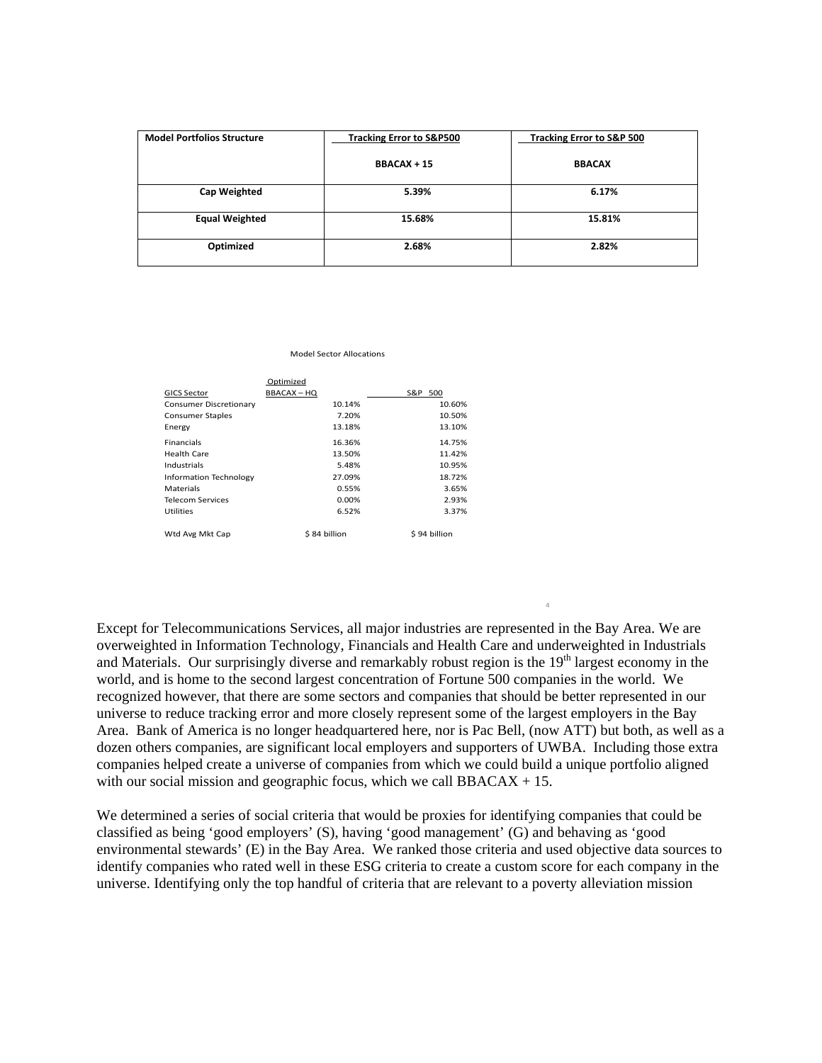| Model Portfolios Structure | Tracking Error to S&P500 | Tracking Error to S&P 500 |
|---|---|---|
| | BBACAX + 15 | BBACAX |
| Cap Weighted | 5.39% | 6.17% |
| Equal Weighted | 15.68% | 15.81% |
| Optimized | 2.68% | 2.82% |

Model Sector Allocations

| GICS Sector | Optimized BBACAX – HQ | S&P 500 |
|---|---|---|
| Consumer Discretionary | 10.14% | 10.60% |
| Consumer Staples | 7.20% | 10.50% |
| Energy | 13.18% | 13.10% |
| Financials | 16.36% | 14.75% |
| Health Care | 13.50% | 11.42% |
| Industrials | 5.48% | 10.95% |
| Information Technology | 27.09% | 18.72% |
| Materials | 0.55% | 3.65% |
| Telecom Services | 0.00% | 2.93% |
| Utilities | 6.52% | 3.37% |
| Wtd Avg Mkt Cap | $ 84 billion | $ 94 billion |

Except for Telecommunications Services, all major industries are represented in the Bay Area. We are overweighted in Information Technology, Financials and Health Care and underweighted in Industrials and Materials. Our surprisingly diverse and remarkably robust region is the 19th largest economy in the world, and is home to the second largest concentration of Fortune 500 companies in the world. We recognized however, that there are some sectors and companies that should be better represented in our universe to reduce tracking error and more closely represent some of the largest employers in the Bay Area. Bank of America is no longer headquartered here, nor is Pac Bell, (now ATT) but both, as well as a dozen others companies, are significant local employers and supporters of UWBA. Including those extra companies helped create a universe of companies from which we could build a unique portfolio aligned with our social mission and geographic focus, which we call BBACAX + 15.

We determined a series of social criteria that would be proxies for identifying companies that could be classified as being 'good employers' (S), having 'good management' (G) and behaving as 'good environmental stewards' (E) in the Bay Area. We ranked those criteria and used objective data sources to identify companies who rated well in these ESG criteria to create a custom score for each company in the universe. Identifying only the top handful of criteria that are relevant to a poverty alleviation mission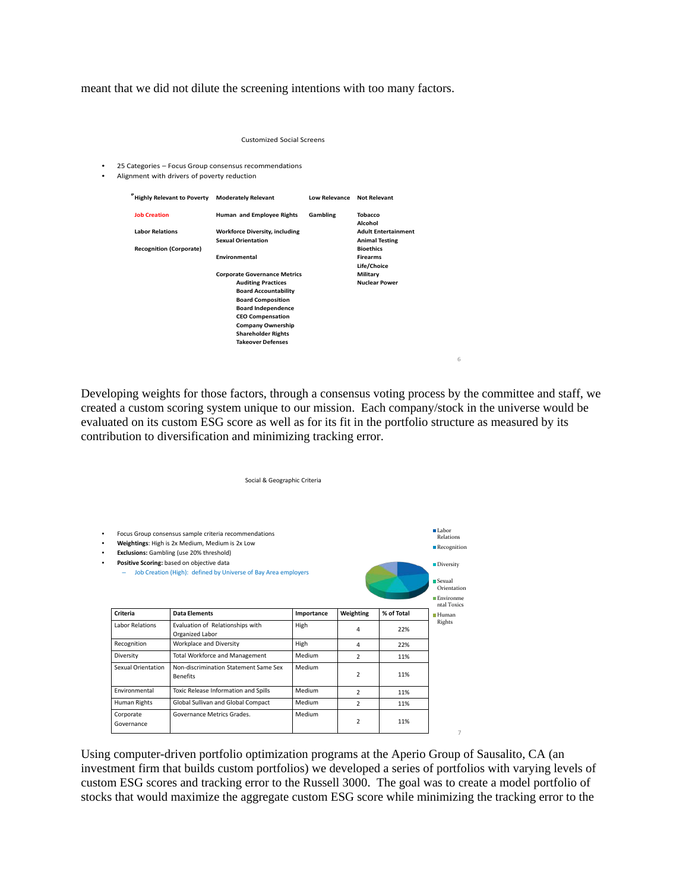meant that we did not dilute the screening intentions with too many factors.

Customized Social Screens

- 25 Categories – Focus Group consensus recommendations
- Alignment with drivers of poverty reduction

| Highly Relevant to Poverty | Moderately Relevant | Low Relevance | Not Relevant |
|---|---|---|---|
| **Job Creation** | **Human and Employee Rights** | **Gambling** | **Tobacco** |
| | | | **Alcohol** |
| **Labor Relations** | **Workforce Diversity, including Sexual Orientation** | | **Adult Entertainment** |
| | | | **Animal Testing** |
| **Recognition (Corporate)** | | | **Bioethics** |
| | **Environmental** | | **Firearms** |
| | | | **Life/Choice** |
| | **Corporate Governance Metrics** | | **Military** |
| | **Auditing Practices** | | **Nuclear Power** |
| | **Board Accountability** | | |
| | **Board Composition** | | |
| | **Board Independence** | | |
| | **CEO Compensation** | | |
| | **Company Ownership** | | |
| | **Shareholder Rights** | | |
| | **Takeover Defenses** | | |

Developing weights for those factors, through a consensus voting process by the committee and staff, we created a custom scoring system unique to our mission. Each company/stock in the universe would be evaluated on its custom ESG score as well as for its fit in the portfolio structure as measured by its contribution to diversification and minimizing tracking error.

Social & Geographic Criteria

- Focus Group consensus sample criteria recommendations
- **Weightings**: High is 2x Medium, Medium is 2x Low
- **Exclusions:** Gambling (use 20% threshold)
- **Positive Scoring:** based on objective data
  - Job Creation (High): defined by Universe of Bay Area employers

Legend: Labor Relations, Recognition, Diversity, Sexual Orientation, Environmental Toxics, Human Rights

| Criteria | Data Elements | Importance | Weighting | % of Total |
|---|---|---|---|---|
| Labor Relations | Evaluation of Relationships with Organized Labor | High | 4 | 22% |
| Recognition | Workplace and Diversity | High | 4 | 22% |
| Diversity | Total Workforce and Management | Medium | 2 | 11% |
| Sexual Orientation | Non-discrimination Statement Same Sex Benefits | Medium | 2 | 11% |
| Environmental | Toxic Release Information and Spills | Medium | 2 | 11% |
| Human Rights | Global Sullivan and Global Compact | Medium | 2 | 11% |
| Corporate Governance | Governance Metrics Grades. | Medium | 2 | 11% |

Using computer-driven portfolio optimization programs at the Aperio Group of Sausalito, CA (an investment firm that builds custom portfolios) we developed a series of portfolios with varying levels of custom ESG scores and tracking error to the Russell 3000. The goal was to create a model portfolio of stocks that would maximize the aggregate custom ESG score while minimizing the tracking error to the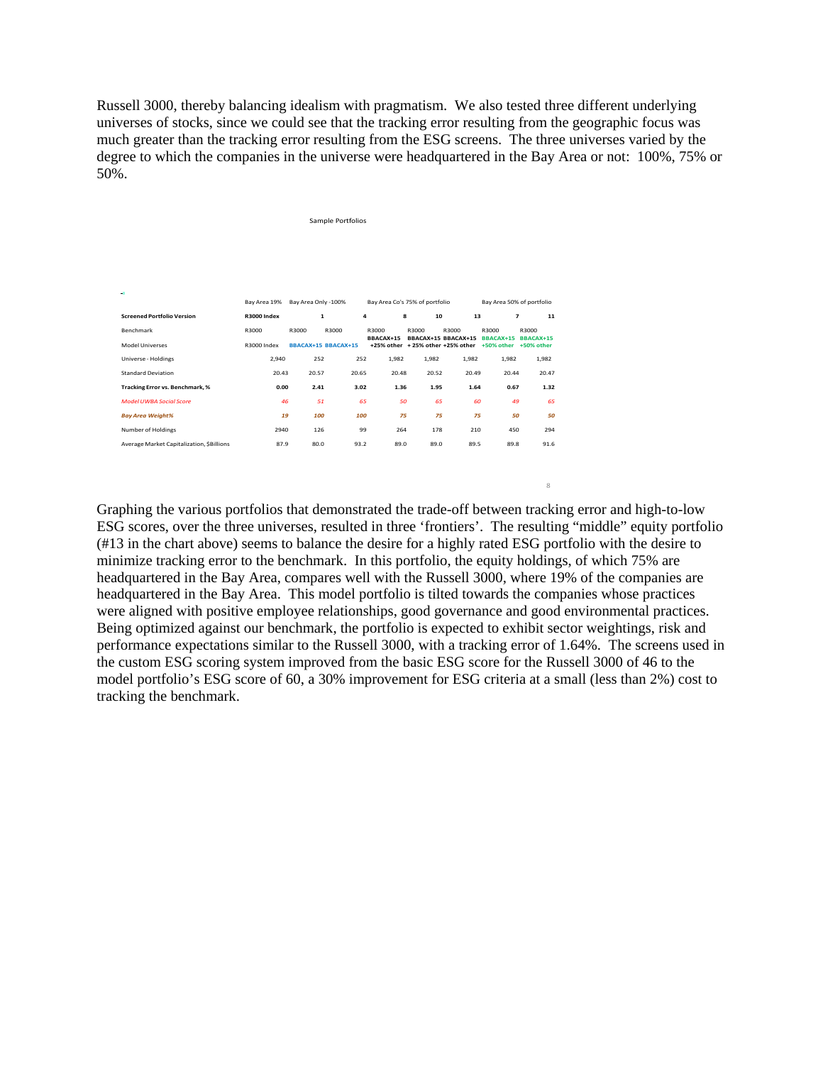Russell 3000, thereby balancing idealism with pragmatism.  We also tested three different underlying universes of stocks, since we could see that the tracking error resulting from the geographic focus was much greater than the tracking error resulting from the ESG screens.  The three universes varied by the degree to which the companies in the universe were headquartered in the Bay Area or not:  100%, 75% or 50%.

Sample Portfolios

| | Bay Area 19% | Bay Area Only -100% | | Bay Area Co's 75% of portfolio | | | Bay Area 50% of portfolio | |
|---|---|---|---|---|---|---|---|---|
| **Screened Portfolio Version** | **R3000 Index** | **1** | **4** | **8** | **10** | **13** | **7** | **11** |
| Benchmark | R3000 | R3000 | R3000 | R3000 | R3000 | R3000 | R3000 | R3000 |
| Model Universes | R3000 Index | BBACAX+15 | BBACAX+15 | BBACAX+15 +25% other | BBACAX+15 + 25% other | BBACAX+15 +25% other | BBACAX+15 +50% other | BBACAX+15 +50% other |
| Universe - Holdings | 2,940 | 252 | 252 | 1,982 | 1,982 | 1,982 | 1,982 | 1,982 |
| Standard Deviation | 20.43 | 20.57 | 20.65 | 20.48 | 20.52 | 20.49 | 20.44 | 20.47 |
| **Tracking Error vs. Benchmark, %** | **0.00** | **2.41** | **3.02** | **1.36** | **1.95** | **1.64** | **0.67** | **1.32** |
| *Model UWBA Social Score* | *46* | *51* | *65* | *50* | *65* | *60* | *49* | *65* |
| ***Bay Area Weight%*** | ***19*** | ***100*** | ***100*** | ***75*** | ***75*** | ***75*** | ***50*** | ***50*** |
| Number of Holdings | 2940 | 126 | 99 | 264 | 178 | 210 | 450 | 294 |
| Average Market Capitalization, $Billions | 87.9 | 80.0 | 93.2 | 89.0 | 89.0 | 89.5 | 89.8 | 91.6 |

Graphing the various portfolios that demonstrated the trade-off between tracking error and high-to-low ESG scores, over the three universes, resulted in three 'frontiers'.  The resulting "middle" equity portfolio (#13 in the chart above) seems to balance the desire for a highly rated ESG portfolio with the desire to minimize tracking error to the benchmark.  In this portfolio, the equity holdings, of which 75% are headquartered in the Bay Area, compares well with the Russell 3000, where 19% of the companies are headquartered in the Bay Area.  This model portfolio is tilted towards the companies whose practices were aligned with positive employee relationships, good governance and good environmental practices.  Being optimized against our benchmark, the portfolio is expected to exhibit sector weightings, risk and performance expectations similar to the Russell 3000, with a tracking error of 1.64%.  The screens used in the custom ESG scoring system improved from the basic ESG score for the Russell 3000 of 46 to the model portfolio's ESG score of 60, a 30% improvement for ESG criteria at a small (less than 2%) cost to tracking the benchmark.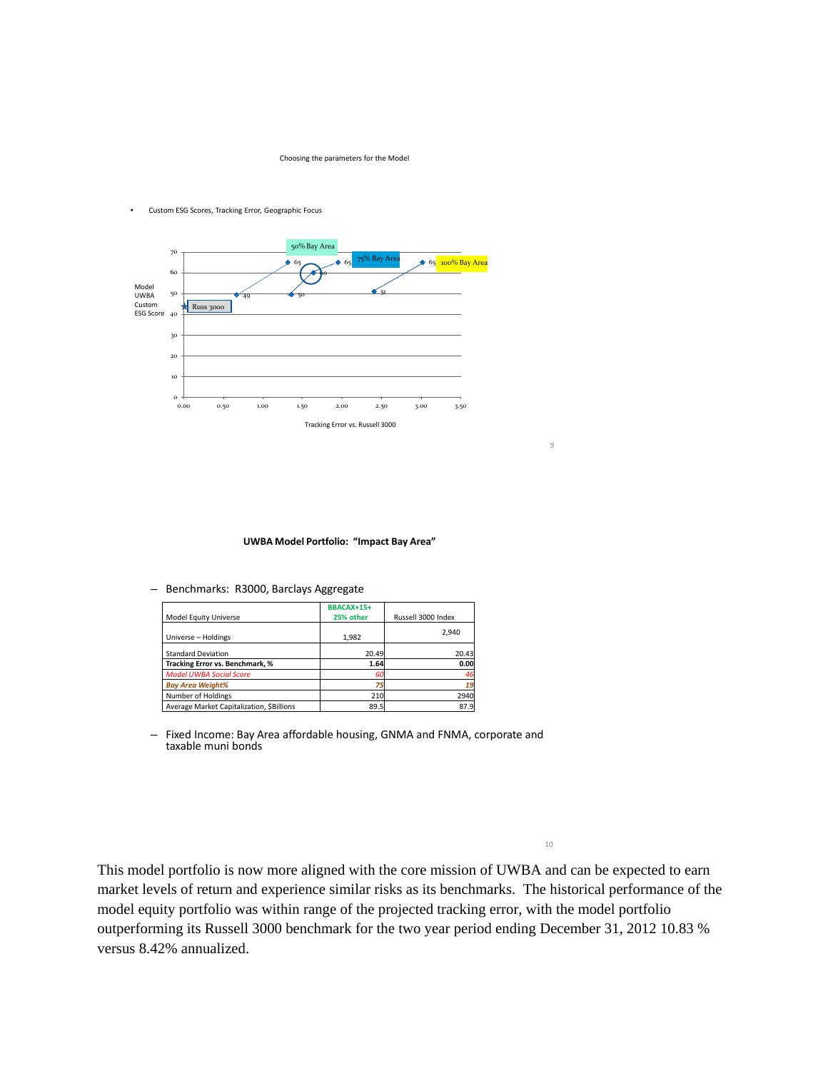Choosing the parameters for the Model

- Custom ESG Scores, Tracking Error, Geographic Focus

Model UWBA Custom ESG Score

Russ 3000

50% Bay Area

75% Bay Area

100% Bay Area

Tracking Error vs. Russell 3000

**UWBA Model Portfolio: "Impact Bay Area"**

– Benchmarks: R3000, Barclays Aggregate

| Model Equity Universe | BBACAX+15+ 25% other | Russell 3000 Index |
|---|---|---|
| Universe – Holdings | 1,982 | 2,940 |
| Standard Deviation | 20.49 | 20.43 |
| **Tracking Error vs. Benchmark, %** | **1.64** | **0.00** |
| *Model UWBA Social Score* | *60* | *46* |
| ***Bay Area Weight%*** | ***75*** | ***19*** |
| Number of Holdings | 210 | 2940 |
| Average Market Capitalization, $Billions | 89.5 | 87.9 |

– Fixed Income: Bay Area affordable housing, GNMA and FNMA, corporate and taxable muni bonds

This model portfolio is now more aligned with the core mission of UWBA and can be expected to earn market levels of return and experience similar risks as its benchmarks. The historical performance of the model equity portfolio was within range of the projected tracking error, with the model portfolio outperforming its Russell 3000 benchmark for the two year period ending December 31, 2012 10.83 % versus 8.42% annualized.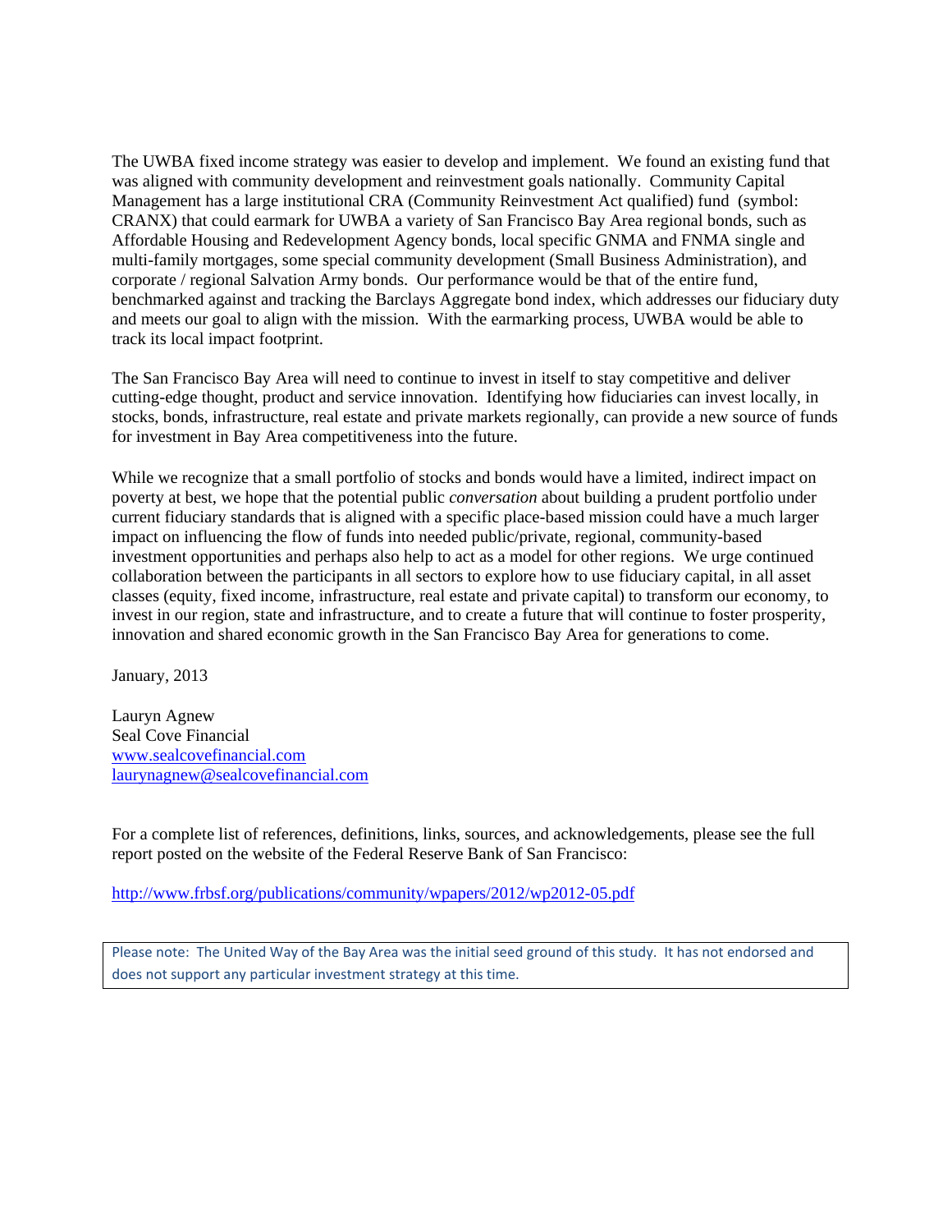The UWBA fixed income strategy was easier to develop and implement. We found an existing fund that was aligned with community development and reinvestment goals nationally. Community Capital Management has a large institutional CRA (Community Reinvestment Act qualified) fund (symbol: CRANX) that could earmark for UWBA a variety of San Francisco Bay Area regional bonds, such as Affordable Housing and Redevelopment Agency bonds, local specific GNMA and FNMA single and multi-family mortgages, some special community development (Small Business Administration), and corporate / regional Salvation Army bonds. Our performance would be that of the entire fund, benchmarked against and tracking the Barclays Aggregate bond index, which addresses our fiduciary duty and meets our goal to align with the mission. With the earmarking process, UWBA would be able to track its local impact footprint.

The San Francisco Bay Area will need to continue to invest in itself to stay competitive and deliver cutting-edge thought, product and service innovation. Identifying how fiduciaries can invest locally, in stocks, bonds, infrastructure, real estate and private markets regionally, can provide a new source of funds for investment in Bay Area competitiveness into the future.

While we recognize that a small portfolio of stocks and bonds would have a limited, indirect impact on poverty at best, we hope that the potential public *conversation* about building a prudent portfolio under current fiduciary standards that is aligned with a specific place-based mission could have a much larger impact on influencing the flow of funds into needed public/private, regional, community-based investment opportunities and perhaps also help to act as a model for other regions. We urge continued collaboration between the participants in all sectors to explore how to use fiduciary capital, in all asset classes (equity, fixed income, infrastructure, real estate and private capital) to transform our economy, to invest in our region, state and infrastructure, and to create a future that will continue to foster prosperity, innovation and shared economic growth in the San Francisco Bay Area for generations to come.

January, 2013

Lauryn Agnew
Seal Cove Financial
[www.sealcovefinancial.com](http://www.sealcovefinancial.com)
[laurynagnew@sealcovefinancial.com](mailto:laurynagnew@sealcovefinancial.com)

For a complete list of references, definitions, links, sources, and acknowledgements, please see the full report posted on the website of the Federal Reserve Bank of San Francisco:

[http://www.frbsf.org/publications/community/wpapers/2012/wp2012-05.pdf](http://www.frbsf.org/publications/community/wpapers/2012/wp2012-05.pdf)

Please note: The United Way of the Bay Area was the initial seed ground of this study. It has not endorsed and does not support any particular investment strategy at this time.